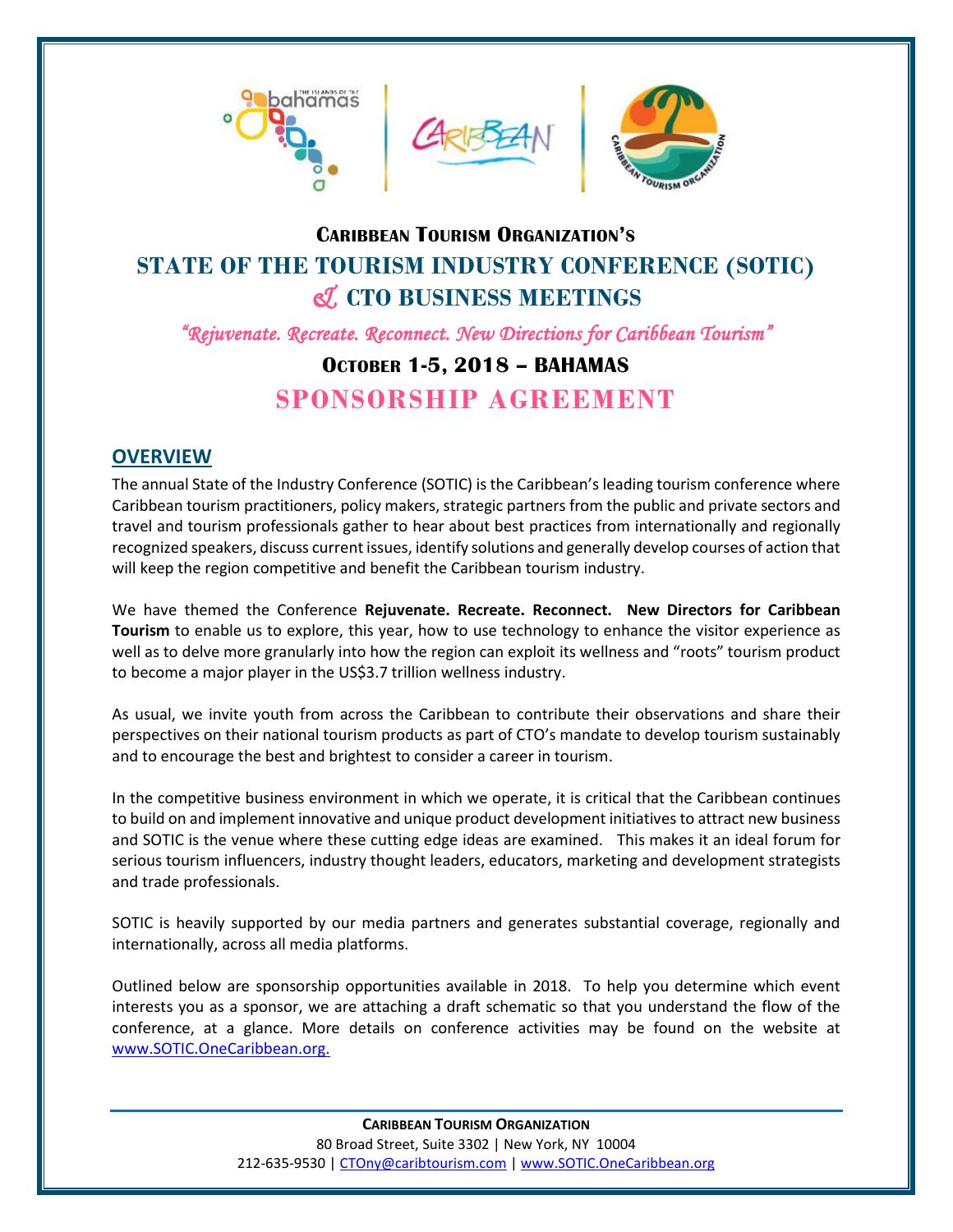## CARIBBEAN TOURISM ORGANIZATION'S

# STATE OF THE TOURISM INDUSTRY CONFERENCE (SOTIC) & CTO BUSINESS MEETINGS

*"Rejuvenate. Recreate. Reconnect. New Directions for Caribbean Tourism"*

## OCTOBER 1-5, 2018 – BAHAMAS

# SPONSORSHIP AGREEMENT

## OVERVIEW

The annual State of the Industry Conference (SOTIC) is the Caribbean's leading tourism conference where Caribbean tourism practitioners, policy makers, strategic partners from the public and private sectors and travel and tourism professionals gather to hear about best practices from internationally and regionally recognized speakers, discuss current issues, identify solutions and generally develop courses of action that will keep the region competitive and benefit the Caribbean tourism industry.

We have themed the Conference **Rejuvenate. Recreate. Reconnect. New Directors for Caribbean Tourism** to enable us to explore, this year, how to use technology to enhance the visitor experience as well as to delve more granularly into how the region can exploit its wellness and "roots" tourism product to become a major player in the US$3.7 trillion wellness industry.

As usual, we invite youth from across the Caribbean to contribute their observations and share their perspectives on their national tourism products as part of CTO's mandate to develop tourism sustainably and to encourage the best and brightest to consider a career in tourism.

In the competitive business environment in which we operate, it is critical that the Caribbean continues to build on and implement innovative and unique product development initiatives to attract new business and SOTIC is the venue where these cutting edge ideas are examined. This makes it an ideal forum for serious tourism influencers, industry thought leaders, educators, marketing and development strategists and trade professionals.

SOTIC is heavily supported by our media partners and generates substantial coverage, regionally and internationally, across all media platforms.

Outlined below are sponsorship opportunities available in 2018. To help you determine which event interests you as a sponsor, we are attaching a draft schematic so that you understand the flow of the conference, at a glance. More details on conference activities may be found on the website at www.SOTIC.OneCaribbean.org.

**CARIBBEAN TOURISM ORGANIZATION**
80 Broad Street, Suite 3302 | New York, NY 10004
212-635-9530 | CTOny@caribtourism.com | www.SOTIC.OneCaribbean.org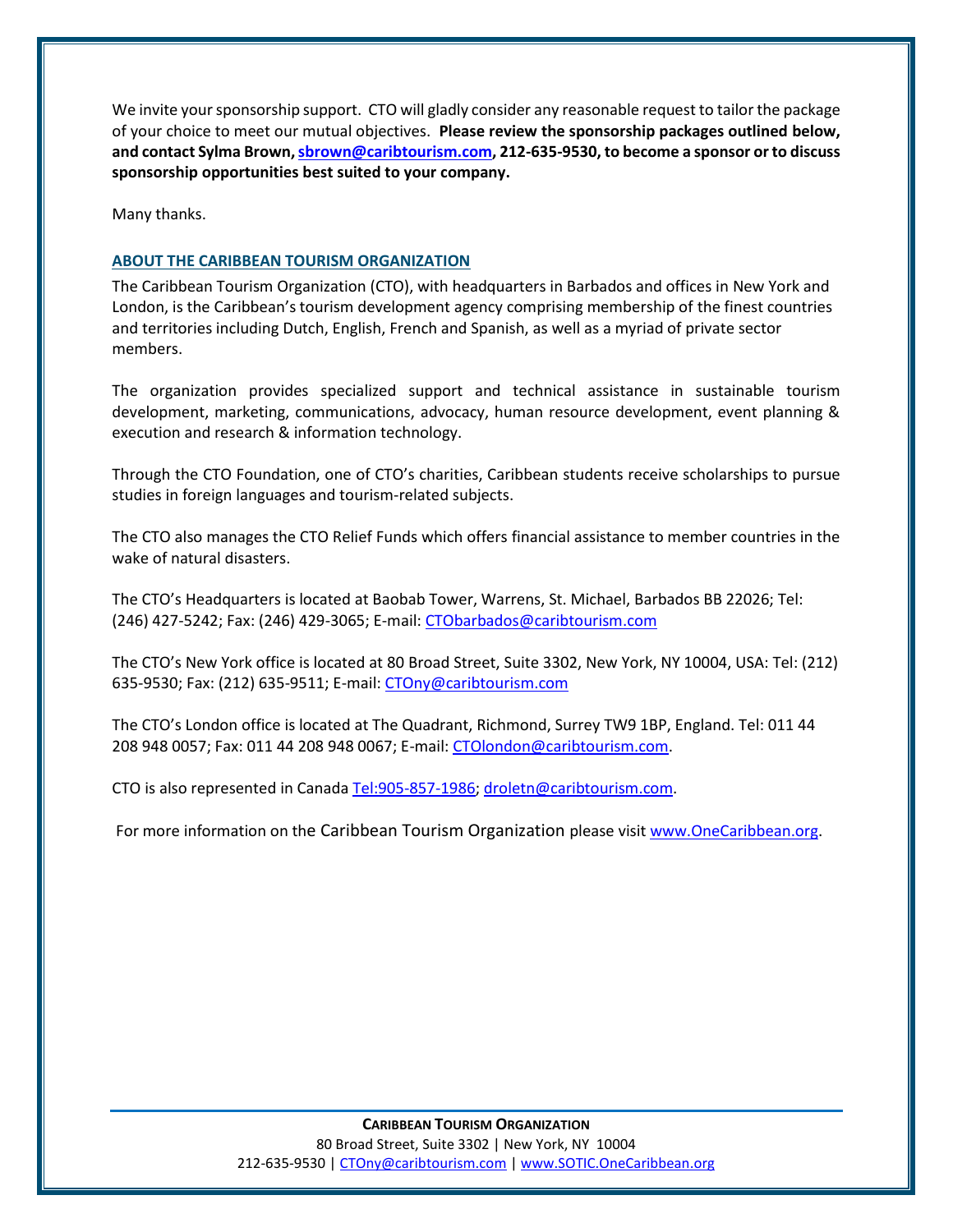We invite your sponsorship support. CTO will gladly consider any reasonable request to tailor the package of your choice to meet our mutual objectives. **Please review the sponsorship packages outlined below, and contact Sylma Brown, sbrown@caribtourism.com, 212-635-9530, to become a sponsor or to discuss sponsorship opportunities best suited to your company.**

Many thanks.

## ABOUT THE CARIBBEAN TOURISM ORGANIZATION

The Caribbean Tourism Organization (CTO), with headquarters in Barbados and offices in New York and London, is the Caribbean's tourism development agency comprising membership of the finest countries and territories including Dutch, English, French and Spanish, as well as a myriad of private sector members.

The organization provides specialized support and technical assistance in sustainable tourism development, marketing, communications, advocacy, human resource development, event planning & execution and research & information technology.

Through the CTO Foundation, one of CTO's charities, Caribbean students receive scholarships to pursue studies in foreign languages and tourism-related subjects.

The CTO also manages the CTO Relief Funds which offers financial assistance to member countries in the wake of natural disasters.

The CTO's Headquarters is located at Baobab Tower, Warrens, St. Michael, Barbados BB 22026; Tel: (246) 427-5242; Fax: (246) 429-3065; E-mail: CTObarbados@caribtourism.com

The CTO's New York office is located at 80 Broad Street, Suite 3302, New York, NY 10004, USA: Tel: (212) 635-9530; Fax: (212) 635-9511; E-mail: CTOny@caribtourism.com

The CTO's London office is located at The Quadrant, Richmond, Surrey TW9 1BP, England. Tel: 011 44 208 948 0057; Fax: 011 44 208 948 0067; E-mail: CTOlondon@caribtourism.com.

CTO is also represented in Canada Tel:905-857-1986; droletn@caribtourism.com.

For more information on the Caribbean Tourism Organization please visit www.OneCaribbean.org.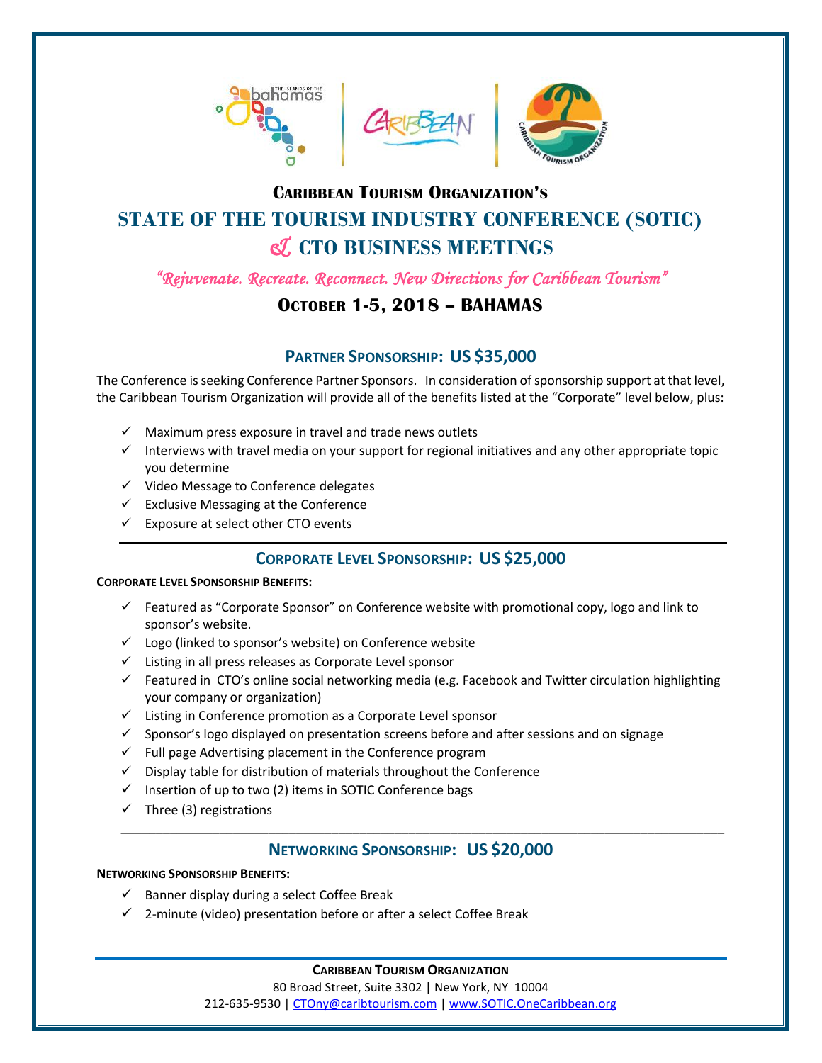# Caribbean Tourism Organization's

# STATE OF THE TOURISM INDUSTRY CONFERENCE (SOTIC) & CTO BUSINESS MEETINGS

*"Rejuvenate. Recreate. Reconnect. New Directions for Caribbean Tourism"*

## October 1-5, 2018 – BAHAMAS

## Partner Sponsorship: US $35,000

The Conference is seeking Conference Partner Sponsors. In consideration of sponsorship support at that level, the Caribbean Tourism Organization will provide all of the benefits listed at the "Corporate" level below, plus:

- ✓ Maximum press exposure in travel and trade news outlets
- ✓ Interviews with travel media on your support for regional initiatives and any other appropriate topic you determine
- ✓ Video Message to Conference delegates
- ✓ Exclusive Messaging at the Conference
- ✓ Exposure at select other CTO events

## Corporate Level Sponsorship: US $25,000

**Corporate Level Sponsorship Benefits:**

- ✓ Featured as "Corporate Sponsor" on Conference website with promotional copy, logo and link to sponsor's website.
- ✓ Logo (linked to sponsor's website) on Conference website
- ✓ Listing in all press releases as Corporate Level sponsor
- ✓ Featured in CTO's online social networking media (e.g. Facebook and Twitter circulation highlighting your company or organization)
- ✓ Listing in Conference promotion as a Corporate Level sponsor
- ✓ Sponsor's logo displayed on presentation screens before and after sessions and on signage
- ✓ Full page Advertising placement in the Conference program
- ✓ Display table for distribution of materials throughout the Conference
- ✓ Insertion of up to two (2) items in SOTIC Conference bags
- ✓ Three (3) registrations

## Networking Sponsorship: US $20,000

**Networking Sponsorship Benefits:**

- ✓ Banner display during a select Coffee Break
- ✓ 2-minute (video) presentation before or after a select Coffee Break

**Caribbean Tourism Organization**
80 Broad Street, Suite 3302 | New York, NY 10004
212-635-9530 | CTOny@caribtourism.com | www.SOTIC.OneCaribbean.org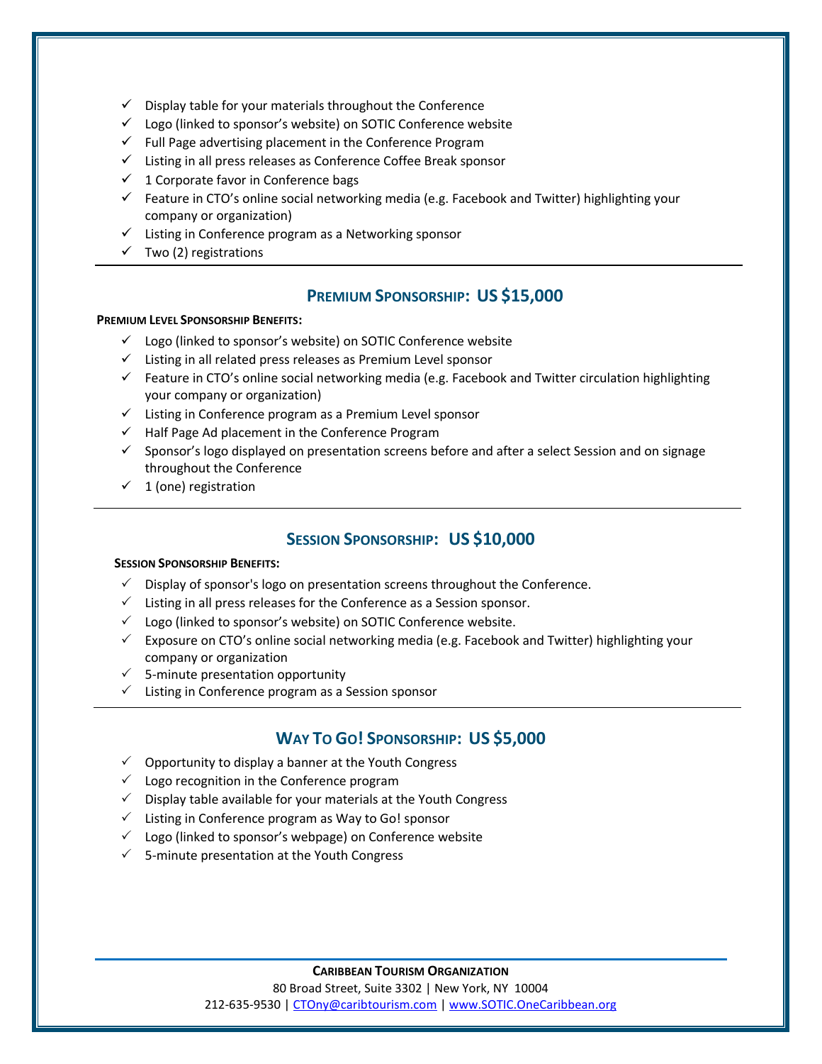- Display table for your materials throughout the Conference
- Logo (linked to sponsor's website) on SOTIC Conference website
- Full Page advertising placement in the Conference Program
- Listing in all press releases as Conference Coffee Break sponsor
- 1 Corporate favor in Conference bags
- Feature in CTO's online social networking media (e.g. Facebook and Twitter) highlighting your company or organization)
- Listing in Conference program as a Networking sponsor
- Two (2) registrations

---

## Premium Sponsorship: US $15,000

**Premium Level Sponsorship Benefits:**

- Logo (linked to sponsor's website) on SOTIC Conference website
- Listing in all related press releases as Premium Level sponsor
- Feature in CTO's online social networking media (e.g. Facebook and Twitter circulation highlighting your company or organization)
- Listing in Conference program as a Premium Level sponsor
- Half Page Ad placement in the Conference Program
- Sponsor's logo displayed on presentation screens before and after a select Session and on signage throughout the Conference
- 1 (one) registration

---

## Session Sponsorship: US $10,000

**Session Sponsorship Benefits:**

- Display of sponsor's logo on presentation screens throughout the Conference.
- Listing in all press releases for the Conference as a Session sponsor.
- Logo (linked to sponsor's website) on SOTIC Conference website.
- Exposure on CTO's online social networking media (e.g. Facebook and Twitter) highlighting your company or organization
- 5-minute presentation opportunity
- Listing in Conference program as a Session sponsor

---

## Way To Go! Sponsorship: US $5,000

- Opportunity to display a banner at the Youth Congress
- Logo recognition in the Conference program
- Display table available for your materials at the Youth Congress
- Listing in Conference program as Way to Go! sponsor
- Logo (linked to sponsor's webpage) on Conference website
- 5-minute presentation at the Youth Congress

---

**Caribbean Tourism Organization**
80 Broad Street, Suite 3302 | New York, NY 10004
212-635-9530 | CTOny@caribtourism.com | www.SOTIC.OneCaribbean.org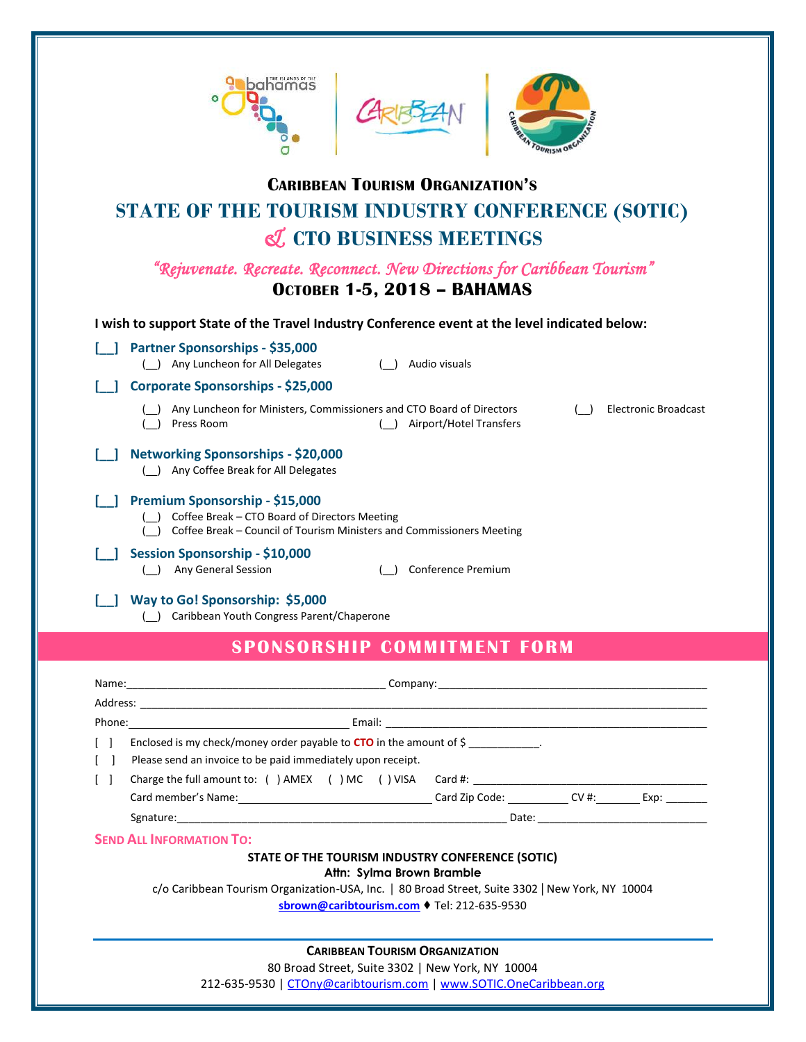## Caribbean Tourism Organization's

# STATE OF THE TOURISM INDUSTRY CONFERENCE (SOTIC) & CTO BUSINESS MEETINGS

*"Rejuvenate. Recreate. Reconnect. New Directions for Caribbean Tourism"*

**October 1-5, 2018 – BAHAMAS**

**I wish to support State of the Travel Industry Conference event at the level indicated below:**

[__] **Partner Sponsorships - $35,000**
- (__) Any Luncheon for All Delegates
- (__) Audio visuals

[__] **Corporate Sponsorships - $25,000**
- (__) Any Luncheon for Ministers, Commissioners and CTO Board of Directors
- (__) Electronic Broadcast
- (__) Press Room
- (__) Airport/Hotel Transfers

[__] **Networking Sponsorships - $20,000**
- (__) Any Coffee Break for All Delegates

[__] **Premium Sponsorship - $15,000**
- (__) Coffee Break – CTO Board of Directors Meeting
- (__) Coffee Break – Council of Tourism Ministers and Commissioners Meeting

[__] **Session Sponsorship - $10,000**
- (__) Any General Session
- (__) Conference Premium

[__] **Way to Go! Sponsorship: $5,000**
- (__) Caribbean Youth Congress Parent/Chaperone

## SPONSORSHIP COMMITMENT FORM

Name:\_\_\_\_\_\_\_\_\_\_\_\_\_\_\_\_\_\_\_\_\_\_\_\_\_\_\_\_\_\_ Company:\_\_\_\_\_\_\_\_\_\_\_\_\_\_\_\_\_\_\_\_\_\_\_\_\_\_\_\_\_\_

Address: \_\_\_\_\_\_\_\_\_\_\_\_\_\_\_\_\_\_\_\_\_\_\_\_\_\_\_\_\_\_\_\_\_\_\_\_\_\_\_\_\_\_\_\_\_\_\_\_\_\_\_\_\_\_\_\_\_\_

Phone:\_\_\_\_\_\_\_\_\_\_\_\_\_\_\_\_\_\_\_\_\_\_\_\_\_\_\_\_\_\_ Email: \_\_\_\_\_\_\_\_\_\_\_\_\_\_\_\_\_\_\_\_\_\_\_\_\_\_\_\_\_\_

[ ] Enclosed is my check/money order payable to **CTO** in the amount of $ \_\_\_\_\_\_\_\_\_\_\_\_.

[ ] Please send an invoice to be paid immediately upon receipt.

[ ] Charge the full amount to: ( ) AMEX ( ) MC ( ) VISA Card #: \_\_\_\_\_\_\_\_\_\_\_\_\_\_\_\_\_\_\_\_\_\_\_\_\_\_\_\_\_\_

Card member's Name:\_\_\_\_\_\_\_\_\_\_\_\_\_\_\_\_\_\_\_\_\_\_\_\_\_\_\_\_\_\_ Card Zip Code: \_\_\_\_\_\_\_\_\_\_ CV #:\_\_\_\_\_\_\_\_ Exp: \_\_\_\_\_\_\_

Sgnature:\_\_\_\_\_\_\_\_\_\_\_\_\_\_\_\_\_\_\_\_\_\_\_\_\_\_\_\_\_\_\_\_\_\_\_\_\_\_\_\_\_\_\_\_ Date: \_\_\_\_\_\_\_\_\_\_\_\_\_\_\_\_\_\_\_\_\_\_\_\_\_\_\_\_\_\_

**Send All Information To:**

**STATE OF THE TOURISM INDUSTRY CONFERENCE (SOTIC)**
**Attn: Sylma Brown Bramble**
c/o Caribbean Tourism Organization-USA, Inc. | 80 Broad Street, Suite 3302 | New York, NY 10004
sbrown@caribtourism.com ♦ Tel: 212-635-9530

**Caribbean Tourism Organization**
80 Broad Street, Suite 3302 | New York, NY 10004
212-635-9530 | CTOny@caribtourism.com | www.SOTIC.OneCaribbean.org